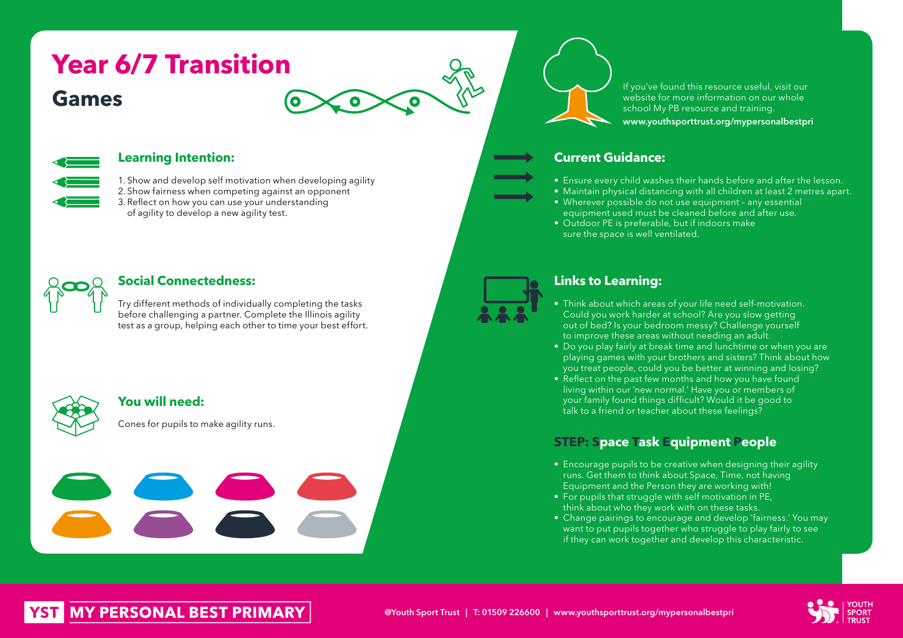# Year 6/7 Transition

## Games

### Learning Intention:

1. Show and develop self motivation when developing agility
2. Show fairness when competing against an opponent
3. Reflect on how you can use your understanding of agility to develop a new agility test.

### Social Connectedness:

Try different methods of individually completing the tasks before challenging a partner. Complete the Illinois agility test as a group, helping each other to time your best effort.

### You will need:

Cones for pupils to make agility runs.

If you've found this resource useful, visit our website for more information on our whole school My PB resource and training.

**www.youthsporttrust.org/mypersonalbestpri**

### Current Guidance:

- Ensure every child washes their hands before and after the lesson.
- Maintain physical distancing with all children at least 2 metres apart.
- Wherever possible do not use equipment – any essential equipment used must be cleaned before and after use.
- Outdoor PE is preferable, but if indoors make sure the space is well ventilated.

### Links to Learning:

- Think about which areas of your life need self-motivation. Could you work harder at school? Are you slow getting out of bed? Is your bedroom messy? Challenge yourself to improve these areas without needing an adult.
- Do you play fairly at break time and lunchtime or when you are playing games with your brothers and sisters? Think about how you treat people, could you be better at winning and losing?
- Reflect on the past few months and how you have found living within our 'new normal.' Have you or members of your family found things difficult? Would it be good to talk to a friend or teacher about these feelings?

### STEP: Space Task Equipment People

- Encourage pupils to be creative when designing their agility runs. Get them to think about Space, Time, not having Equipment and the Person they are working with!
- For pupils that struggle with self motivation in PE, think about who they work with on these tasks.
- Change pairings to encourage and develop 'fairness.' You may want to put pupils together who struggle to play fairly to see if they can work together and develop this characteristic.

**YST MY PERSONAL BEST PRIMARY**

@Youth Sport Trust | T: 01509 226600 | www.youthsporttrust.org/mypersonalbestpri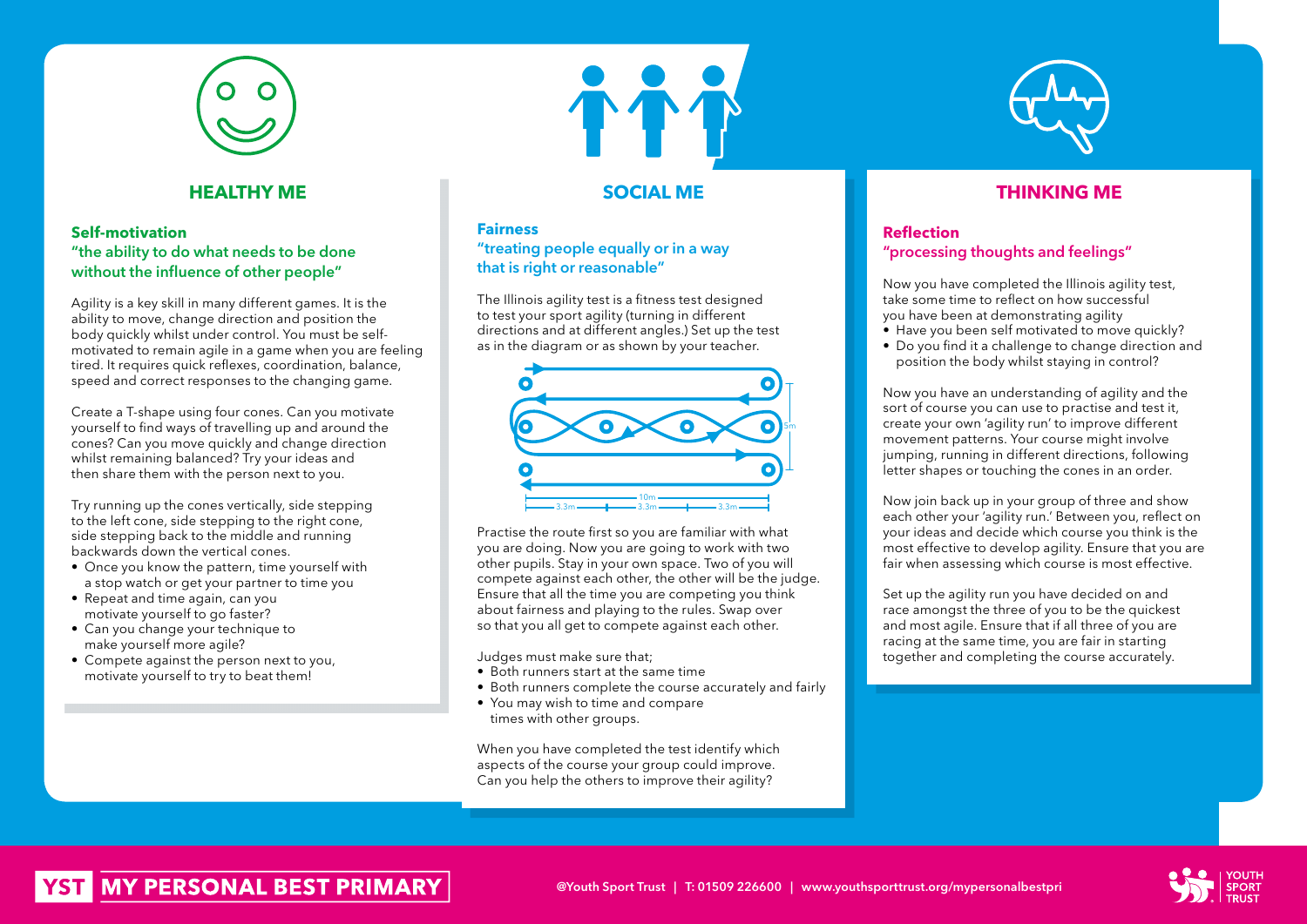## HEALTHY ME

**Self-motivation**
**"the ability to do what needs to be done without the influence of other people"**

Agility is a key skill in many different games. It is the ability to move, change direction and position the body quickly whilst under control. You must be self-motivated to remain agile in a game when you are feeling tired. It requires quick reflexes, coordination, balance, speed and correct responses to the changing game.

Create a T-shape using four cones. Can you motivate yourself to find ways of travelling up and around the cones? Can you move quickly and change direction whilst remaining balanced? Try your ideas and then share them with the person next to you.

Try running up the cones vertically, side stepping to the left cone, side stepping to the right cone, side stepping back to the middle and running backwards down the vertical cones.

- Once you know the pattern, time yourself with a stop watch or get your partner to time you
- Repeat and time again, can you motivate yourself to go faster?
- Can you change your technique to make yourself more agile?
- Compete against the person next to you, motivate yourself to try to beat them!

## SOCIAL ME

**Fairness**
**"treating people equally or in a way that is right or reasonable"**

The Illinois agility test is a fitness test designed to test your sport agility (turning in different directions and at different angles.) Set up the test as in the diagram or as shown by your teacher.

5m
10m
3.3m 3.3m 3.3m

Practise the route first so you are familiar with what you are doing. Now you are going to work with two other pupils. Stay in your own space. Two of you will compete against each other, the other will be the judge. Ensure that all the time you are competing you think about fairness and playing to the rules. Swap over so that you all get to compete against each other.

Judges must make sure that;

- Both runners start at the same time
- Both runners complete the course accurately and fairly
- You may wish to time and compare times with other groups.

When you have completed the test identify which aspects of the course your group could improve. Can you help the others to improve their agility?

## THINKING ME

**Reflection**
**"processing thoughts and feelings"**

Now you have completed the Illinois agility test, take some time to reflect on how successful you have been at demonstrating agility

- Have you been self motivated to move quickly?
- Do you find it a challenge to change direction and position the body whilst staying in control?

Now you have an understanding of agility and the sort of course you can use to practise and test it, create your own 'agility run' to improve different movement patterns. Your course might involve jumping, running in different directions, following letter shapes or touching the cones in an order.

Now join back up in your group of three and show each other your 'agility run.' Between you, reflect on your ideas and decide which course you think is the most effective to develop agility. Ensure that you are fair when assessing which course is most effective.

Set up the agility run you have decided on and race amongst the three of you to be the quickest and most agile. Ensure that if all three of you are racing at the same time, you are fair in starting together and completing the course accurately.

YST MY PERSONAL BEST PRIMARY

@Youth Sport Trust | T: 01509 226600 | www.youthsporttrust.org/mypersonalbestpri